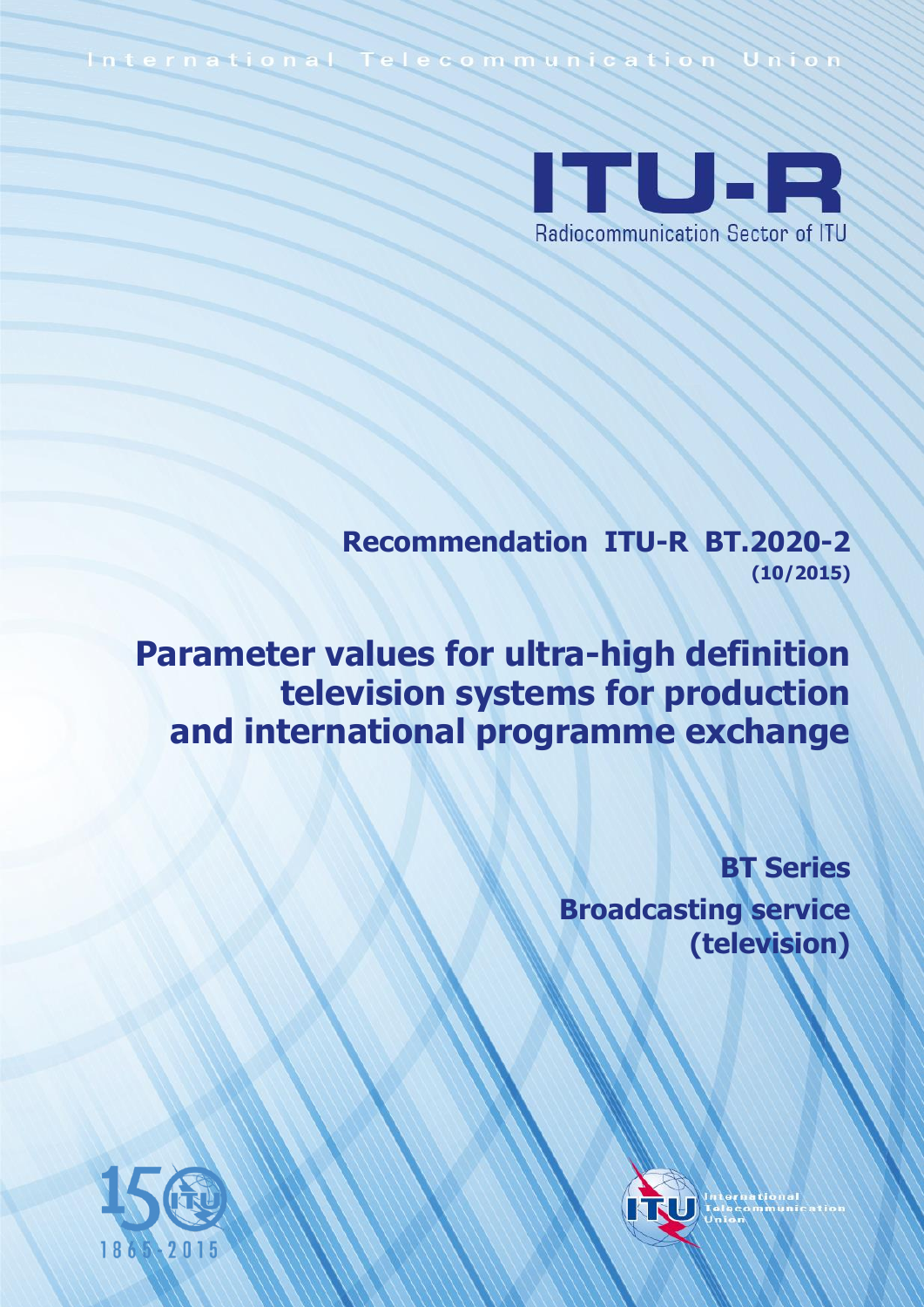International Telecommunication Union

ITU-R

Radiocommunication Sector of ITU

**Recommendation ITU-R BT.2020-2**
**(10/2015)**

# Parameter values for ultra-high definition television systems for production and international programme exchange

**BT Series**
**Broadcasting service (television)**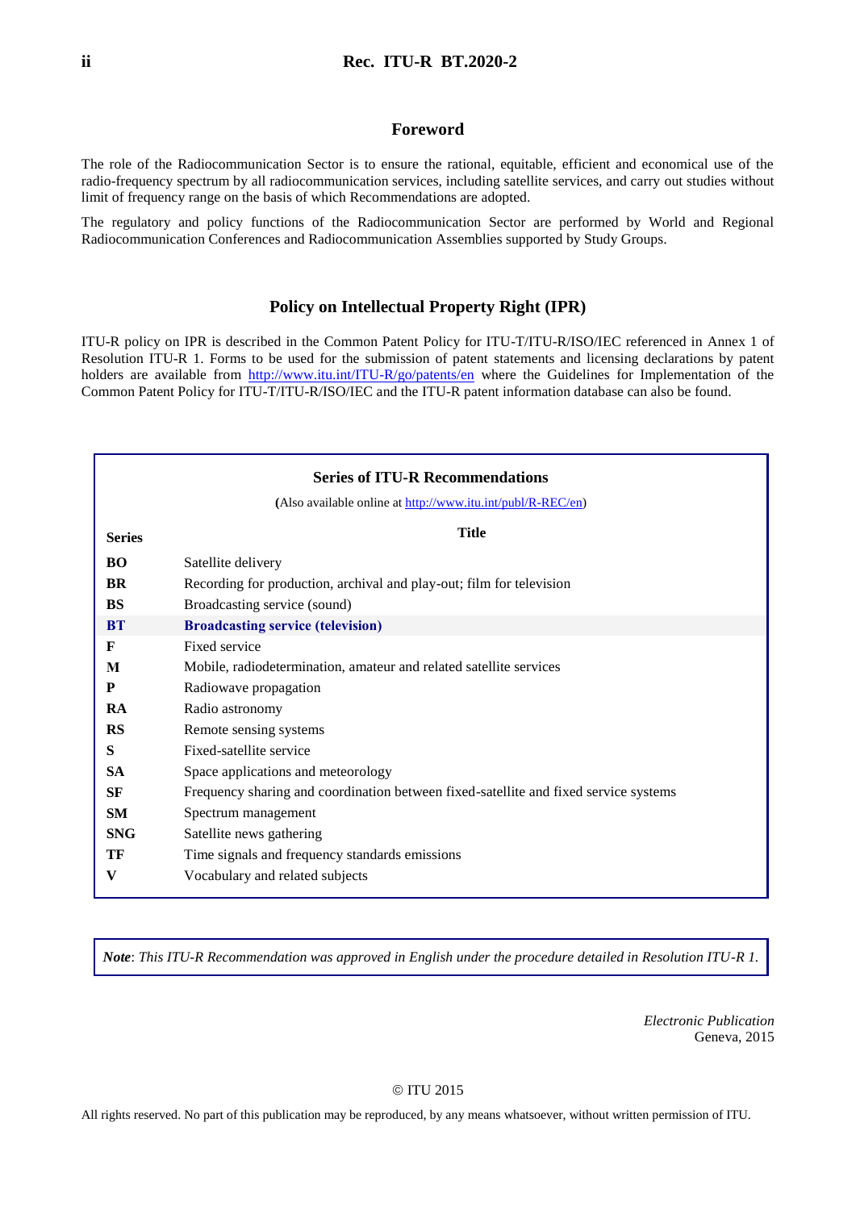## Foreword

The role of the Radiocommunication Sector is to ensure the rational, equitable, efficient and economical use of the radio-frequency spectrum by all radiocommunication services, including satellite services, and carry out studies without limit of frequency range on the basis of which Recommendations are adopted.

The regulatory and policy functions of the Radiocommunication Sector are performed by World and Regional Radiocommunication Conferences and Radiocommunication Assemblies supported by Study Groups.

## Policy on Intellectual Property Right (IPR)

ITU-R policy on IPR is described in the Common Patent Policy for ITU-T/ITU-R/ISO/IEC referenced in Annex 1 of Resolution ITU-R 1. Forms to be used for the submission of patent statements and licensing declarations by patent holders are available from http://www.itu.int/ITU-R/go/patents/en where the Guidelines for Implementation of the Common Patent Policy for ITU-T/ITU-R/ISO/IEC and the ITU-R patent information database can also be found.

### Series of ITU-R Recommendations

(Also available online at http://www.itu.int/publ/R-REC/en)

| Series | Title |
|---|---|
| **BO** | Satellite delivery |
| **BR** | Recording for production, archival and play-out; film for television |
| **BS** | Broadcasting service (sound) |
| **BT** | **Broadcasting service (television)** |
| **F** | Fixed service |
| **M** | Mobile, radiodetermination, amateur and related satellite services |
| **P** | Radiowave propagation |
| **RA** | Radio astronomy |
| **RS** | Remote sensing systems |
| **S** | Fixed-satellite service |
| **SA** | Space applications and meteorology |
| **SF** | Frequency sharing and coordination between fixed-satellite and fixed service systems |
| **SM** | Spectrum management |
| **SNG** | Satellite news gathering |
| **TF** | Time signals and frequency standards emissions |
| **V** | Vocabulary and related subjects |

***Note**: This ITU-R Recommendation was approved in English under the procedure detailed in Resolution ITU-R 1.*

*Electronic Publication*
Geneva, 2015

© ITU 2015

All rights reserved. No part of this publication may be reproduced, by any means whatsoever, without written permission of ITU.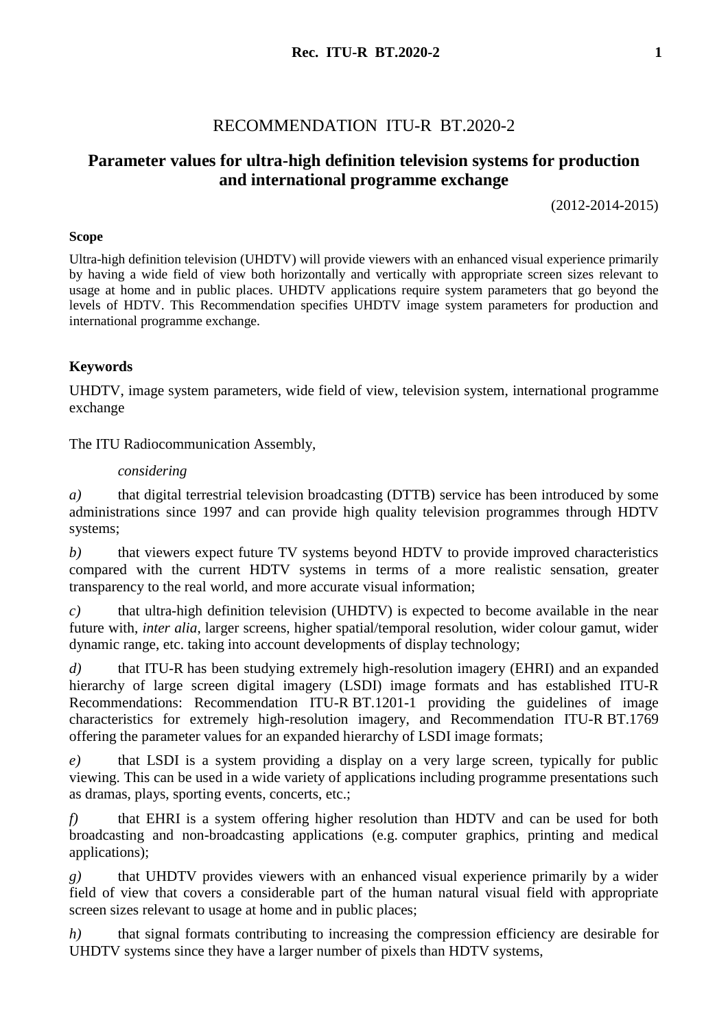# RECOMMENDATION ITU-R BT.2020-2

## Parameter values for ultra-high definition television systems for production and international programme exchange

(2012-2014-2015)

**Scope**

Ultra-high definition television (UHDTV) will provide viewers with an enhanced visual experience primarily by having a wide field of view both horizontally and vertically with appropriate screen sizes relevant to usage at home and in public places. UHDTV applications require system parameters that go beyond the levels of HDTV. This Recommendation specifies UHDTV image system parameters for production and international programme exchange.

**Keywords**

UHDTV, image system parameters, wide field of view, television system, international programme exchange

The ITU Radiocommunication Assembly,

*considering*

*a)* that digital terrestrial television broadcasting (DTTB) service has been introduced by some administrations since 1997 and can provide high quality television programmes through HDTV systems;

*b)* that viewers expect future TV systems beyond HDTV to provide improved characteristics compared with the current HDTV systems in terms of a more realistic sensation, greater transparency to the real world, and more accurate visual information;

*c)* that ultra-high definition television (UHDTV) is expected to become available in the near future with, *inter alia*, larger screens, higher spatial/temporal resolution, wider colour gamut, wider dynamic range, etc. taking into account developments of display technology;

*d)* that ITU-R has been studying extremely high-resolution imagery (EHRI) and an expanded hierarchy of large screen digital imagery (LSDI) image formats and has established ITU-R Recommendations: Recommendation ITU-R BT.1201-1 providing the guidelines of image characteristics for extremely high-resolution imagery, and Recommendation ITU-R BT.1769 offering the parameter values for an expanded hierarchy of LSDI image formats;

*e)* that LSDI is a system providing a display on a very large screen, typically for public viewing. This can be used in a wide variety of applications including programme presentations such as dramas, plays, sporting events, concerts, etc.;

*f)* that EHRI is a system offering higher resolution than HDTV and can be used for both broadcasting and non-broadcasting applications (e.g. computer graphics, printing and medical applications);

*g)* that UHDTV provides viewers with an enhanced visual experience primarily by a wider field of view that covers a considerable part of the human natural visual field with appropriate screen sizes relevant to usage at home and in public places;

*h)* that signal formats contributing to increasing the compression efficiency are desirable for UHDTV systems since they have a larger number of pixels than HDTV systems,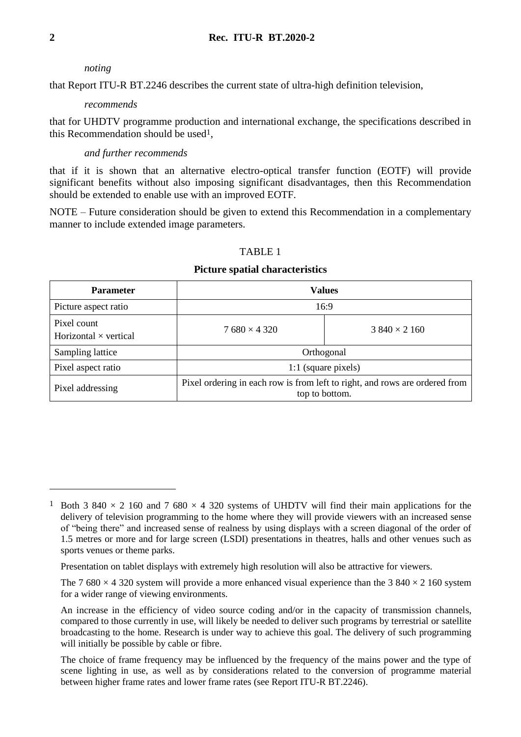*noting*

that Report ITU-R BT.2246 describes the current state of ultra-high definition television,

*recommends*

that for UHDTV programme production and international exchange, the specifications described in this Recommendation should be used[1],

*and further recommends*

that if it is shown that an alternative electro-optical transfer function (EOTF) will provide significant benefits without also imposing significant disadvantages, then this Recommendation should be extended to enable use with an improved EOTF.

NOTE – Future consideration should be given to extend this Recommendation in a complementary manner to include extended image parameters.

TABLE 1

**Picture spatial characteristics**

| **Parameter** | **Values** | |
|---|---|---|
| Picture aspect ratio | 16:9 | |
| Pixel count<br>Horizontal × vertical | 7 680 × 4 320 | 3 840 × 2 160 |
| Sampling lattice | Orthogonal | |
| Pixel aspect ratio | 1:1 (square pixels) | |
| Pixel addressing | Pixel ordering in each row is from left to right, and rows are ordered from top to bottom. | |

---

[1] Both 3 840 × 2 160 and 7 680 × 4 320 systems of UHDTV will find their main applications for the delivery of television programming to the home where they will provide viewers with an increased sense of "being there" and increased sense of realness by using displays with a screen diagonal of the order of 1.5 metres or more and for large screen (LSDI) presentations in theatres, halls and other venues such as sports venues or theme parks.

Presentation on tablet displays with extremely high resolution will also be attractive for viewers.

The 7 680 × 4 320 system will provide a more enhanced visual experience than the 3 840 × 2 160 system for a wider range of viewing environments.

An increase in the efficiency of video source coding and/or in the capacity of transmission channels, compared to those currently in use, will likely be needed to deliver such programs by terrestrial or satellite broadcasting to the home. Research is under way to achieve this goal. The delivery of such programming will initially be possible by cable or fibre.

The choice of frame frequency may be influenced by the frequency of the mains power and the type of scene lighting in use, as well as by considerations related to the conversion of programme material between higher frame rates and lower frame rates (see Report ITU-R BT.2246).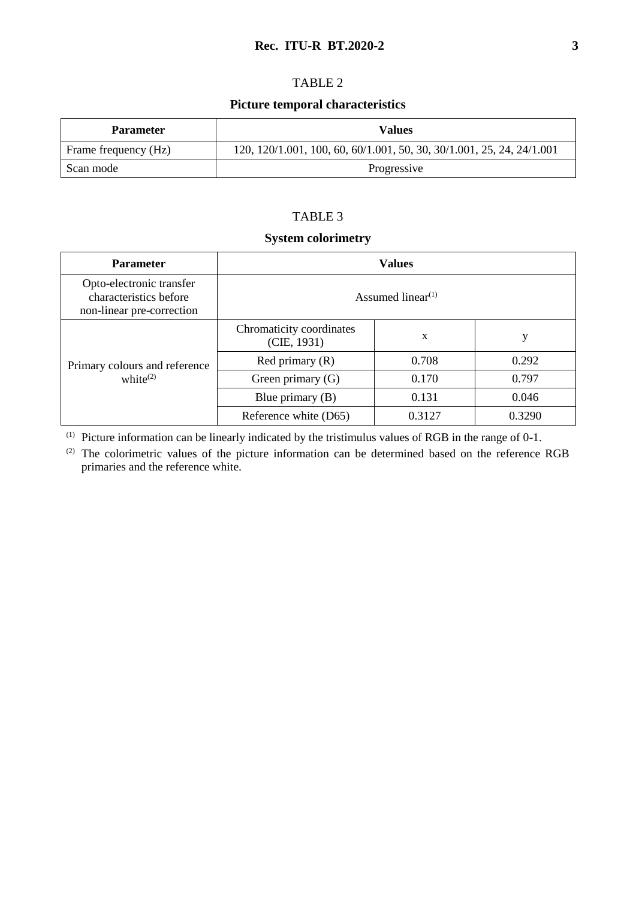TABLE 2

**Picture temporal characteristics**

| Parameter | Values |
|---|---|
| Frame frequency (Hz) | 120, 120/1.001, 100, 60, 60/1.001, 50, 30, 30/1.001, 25, 24, 24/1.001 |
| Scan mode | Progressive |

TABLE 3

**System colorimetry**

| Parameter | Values | | |
|---|---|---|---|
| Opto-electronic transfer characteristics before non-linear pre-correction | Assumed linear[(1)] | | |
| Primary colours and reference white[(2)] | Chromaticity coordinates (CIE, 1931) | x | y |
| | Red primary (R) | 0.708 | 0.292 |
| | Green primary (G) | 0.170 | 0.797 |
| | Blue primary (B) | 0.131 | 0.046 |
| | Reference white (D65) | 0.3127 | 0.3290 |

[(1)] Picture information can be linearly indicated by the tristimulus values of RGB in the range of 0-1.

[(2)] The colorimetric values of the picture information can be determined based on the reference RGB primaries and the reference white.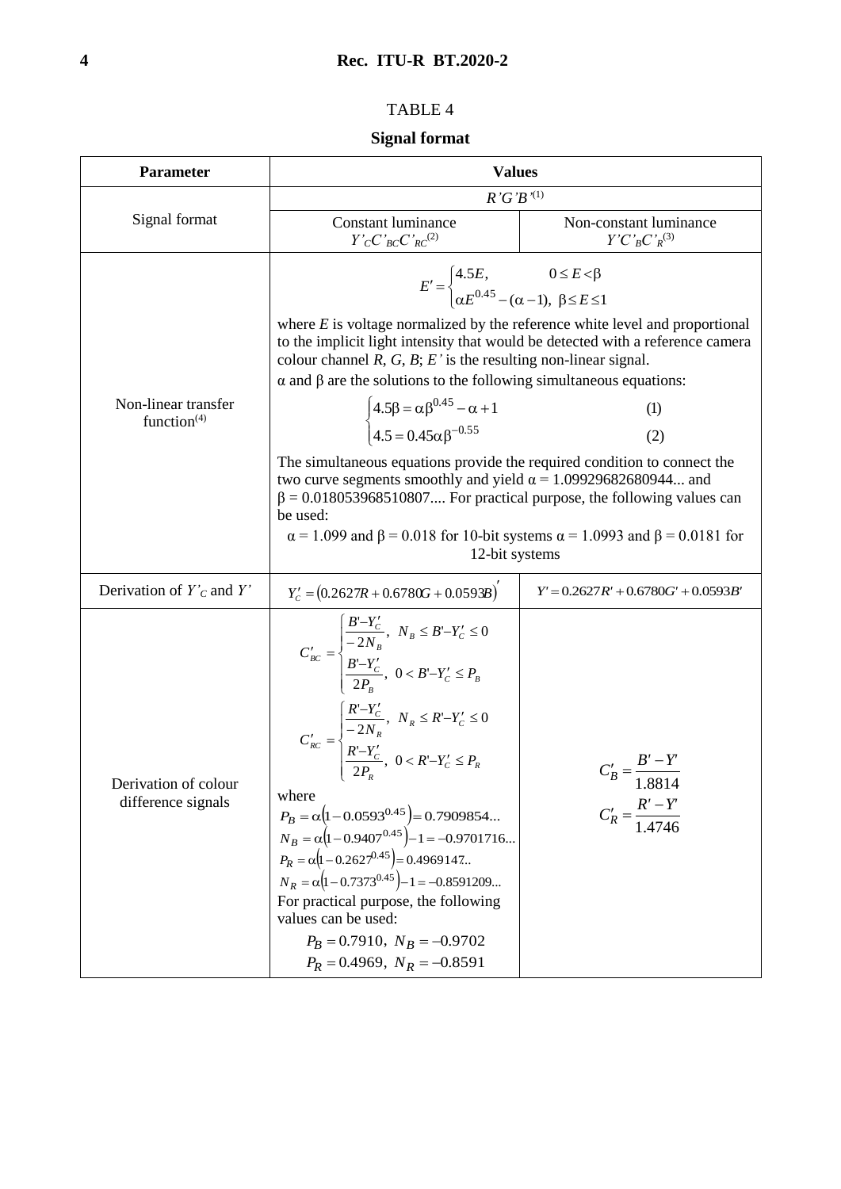TABLE 4

**Signal format**

| Parameter | Values | |
|---|---|---|
| Signal format | $R'G'B'$(1) | |
| | Constant luminance $Y'_C C'_{BC} C'_{RC}$(2) | Non-constant luminance $Y'C'_B C'_R$(3) |
| Non-linear transfer function(4) | $$E' = \begin{cases} 4.5E, & 0 \le E < \beta \\ \alpha E^{0.45} - (\alpha - 1), & \beta \le E \le 1 \end{cases}$$ where $E$ is voltage normalized by the reference white level and proportional to the implicit light intensity that would be detected with a reference camera colour channel $R$, $G$, $B$; $E'$ is the resulting non-linear signal. $\alpha$ and $\beta$ are the solutions to the following simultaneous equations: $$\begin{cases} 4.5\beta = \alpha\beta^{0.45} - \alpha + 1 & (1) \\ 4.5 = 0.45\alpha\beta^{-0.55} & (2) \end{cases}$$ The simultaneous equations provide the required condition to connect the two curve segments smoothly and yield $\alpha = 1.09929682680944...$ and $\beta = 0.018053968510807....$ For practical purpose, the following values can be used: $\alpha = 1.099$ and $\beta = 0.018$ for 10-bit systems $\alpha = 1.0993$ and $\beta = 0.0181$ for 12-bit systems | |
| Derivation of $Y'_C$ and $Y'$ | $Y'_C = (0.2627R + 0.6780G + 0.0593B)'$ | $Y' = 0.2627R' + 0.6780G' + 0.0593B'$ |
| Derivation of colour difference signals | $$C'_{BC} = \begin{cases} \frac{B' - Y'_C}{-2N_B}, & N_B \le B' - Y'_C \le 0 \\ \frac{B' - Y'_C}{2P_B}, & 0 < B' - Y'_C \le P_B \end{cases}$$ $$C'_{RC} = \begin{cases} \frac{R' - Y'_C}{-2N_R}, & N_R \le R' - Y'_C \le 0 \\ \frac{R' - Y'_C}{2P_R}, & 0 < R' - Y'_C \le P_R \end{cases}$$ where $P_B = \alpha(1 - 0.0593^{0.45}) = 0.7909854...$ $N_B = \alpha(1 - 0.9407^{0.45}) - 1 = -0.9701716...$ $P_R = \alpha(1 - 0.2627^{0.45}) = 0.4969147..$ $N_R = \alpha(1 - 0.7373^{0.45}) - 1 = -0.8591209...$ For practical purpose, the following values can be used: $P_B = 0.7910,\ N_B = -0.9702$ $P_R = 0.4969,\ N_R = -0.8591$ | $$C'_B = \frac{B' - Y'}{1.8814}$$ $$C'_R = \frac{R' - Y'}{1.4746}$$ |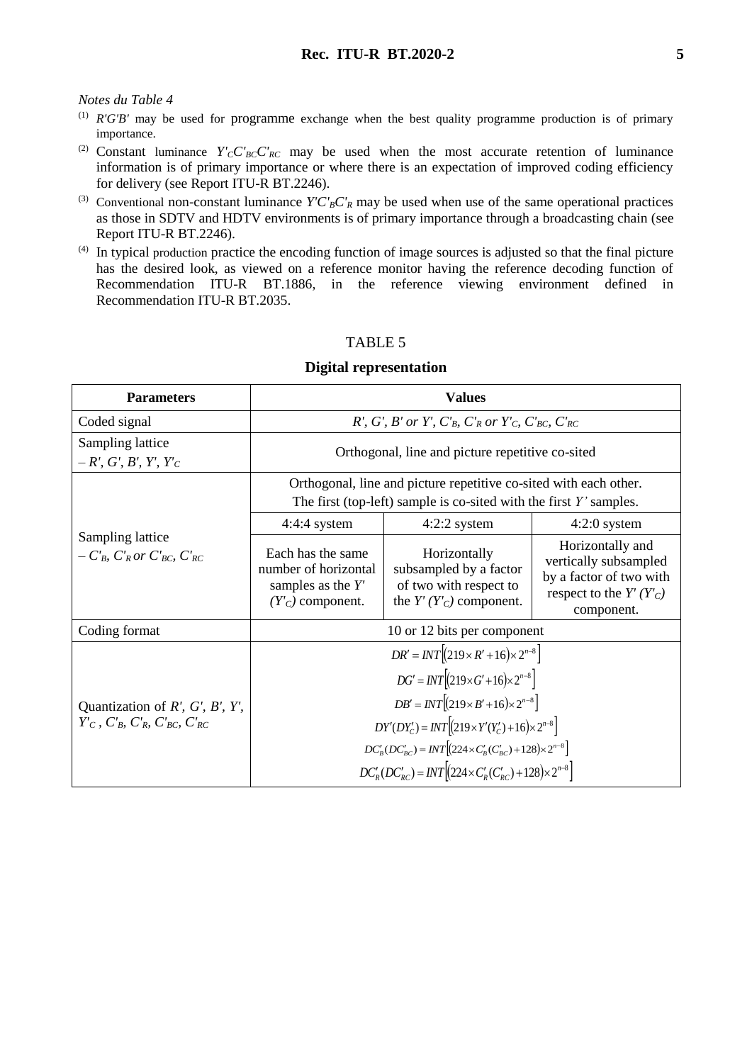*Notes du Table 4*

[(1)] $R'G'B'$ may be used for programme exchange when the best quality programme production is of primary importance.

[(2)] Constant luminance $Y'_C C'_{BC} C'_{RC}$ may be used when the most accurate retention of luminance information is of primary importance or where there is an expectation of improved coding efficiency for delivery (see Report ITU-R BT.2246).

[(3)] Conventional non-constant luminance $Y'C'_B C'_R$ may be used when use of the same operational practices as those in SDTV and HDTV environments is of primary importance through a broadcasting chain (see Report ITU-R BT.2246).

[(4)] In typical production practice the encoding function of image sources is adjusted so that the final picture has the desired look, as viewed on a reference monitor having the reference decoding function of Recommendation ITU-R BT.1886, in the reference viewing environment defined in Recommendation ITU-R BT.2035.

TABLE 5

**Digital representation**

| **Parameters** | **Values** | | |
|---|---|---|---|
| Coded signal | $R'$, $G'$, $B'$ or $Y'$, $C'_B$, $C'_R$ or $Y'_C$, $C'_{BC}$, $C'_{RC}$ | | |
| Sampling lattice – $R'$, $G'$, $B'$, $Y'$, $Y'_C$ | Orthogonal, line and picture repetitive co-sited | | |
| Sampling lattice – $C'_B$, $C'_R$ or $C'_{BC}$, $C'_{RC}$ | Orthogonal, line and picture repetitive co-sited with each other. The first (top-left) sample is co-sited with the first $Y'$ samples. | | |
| | 4:4:4 system | 4:2:2 system | 4:2:0 system |
| | Each has the same number of horizontal samples as the $Y'$ ($Y'_C$) component. | Horizontally subsampled by a factor of two with respect to the $Y'$ ($Y'_C$) component. | Horizontally and vertically subsampled by a factor of two with respect to the $Y'$ ($Y'_C$) component. |
| Coding format | 10 or 12 bits per component | | |
| Quantization of $R'$, $G'$, $B'$, $Y'$, $Y'_C$, $C'_B$, $C'_R$, $C'_{BC}$, $C'_{RC}$ | $DR' = INT\left[(219 \times R' + 16) \times 2^{n-8}\right]$ <br> $DG' = INT\left[(219 \times G' + 16) \times 2^{n-8}\right]$ <br> $DB' = INT\left[(219 \times B' + 16) \times 2^{n-8}\right]$ <br> $DY'(DY'_C) = INT\left[(219 \times Y'(Y'_C) + 16) \times 2^{n-8}\right]$ <br> $DC'_B(DC'_{BC}) = INT\left[(224 \times C'_B(C'_{BC}) + 128) \times 2^{n-8}\right]$ <br> $DC'_R(DC'_{RC}) = INT\left[(224 \times C'_R(C'_{RC}) + 128) \times 2^{n-8}\right]$ | | |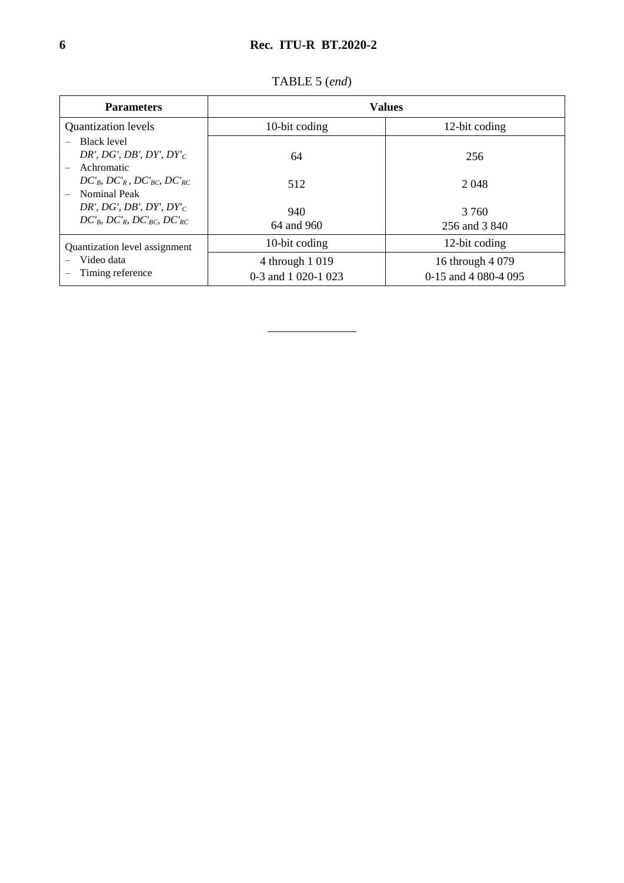TABLE 5 (*end*)

| Parameters | Values | |
|---|---|---|
| Quantization levels | 10-bit coding | 12-bit coding |
| – Black level<br>$DR'$, $DG'$, $DB'$, $DY'$, $DY'_C$ | 64 | 256 |
| – Achromatic<br>$DC'_B$, $DC'_R$, $DC'_{BC}$, $DC'_{RC}$ | 512 | 2 048 |
| – Nominal Peak<br>$DR'$, $DG'$, $DB'$, $DY'$, $DY'_C$<br>$DC'_B$, $DC'_R$, $DC'_{BC}$, $DC'_{RC}$ | 940<br>64 and 960 | 3 760<br>256 and 3 840 |
| Quantization level assignment | 10-bit coding | 12-bit coding |
| – Video data | 4 through 1 019 | 16 through 4 079 |
| – Timing reference | 0-3 and 1 020-1 023 | 0-15 and 4 080-4 095 |